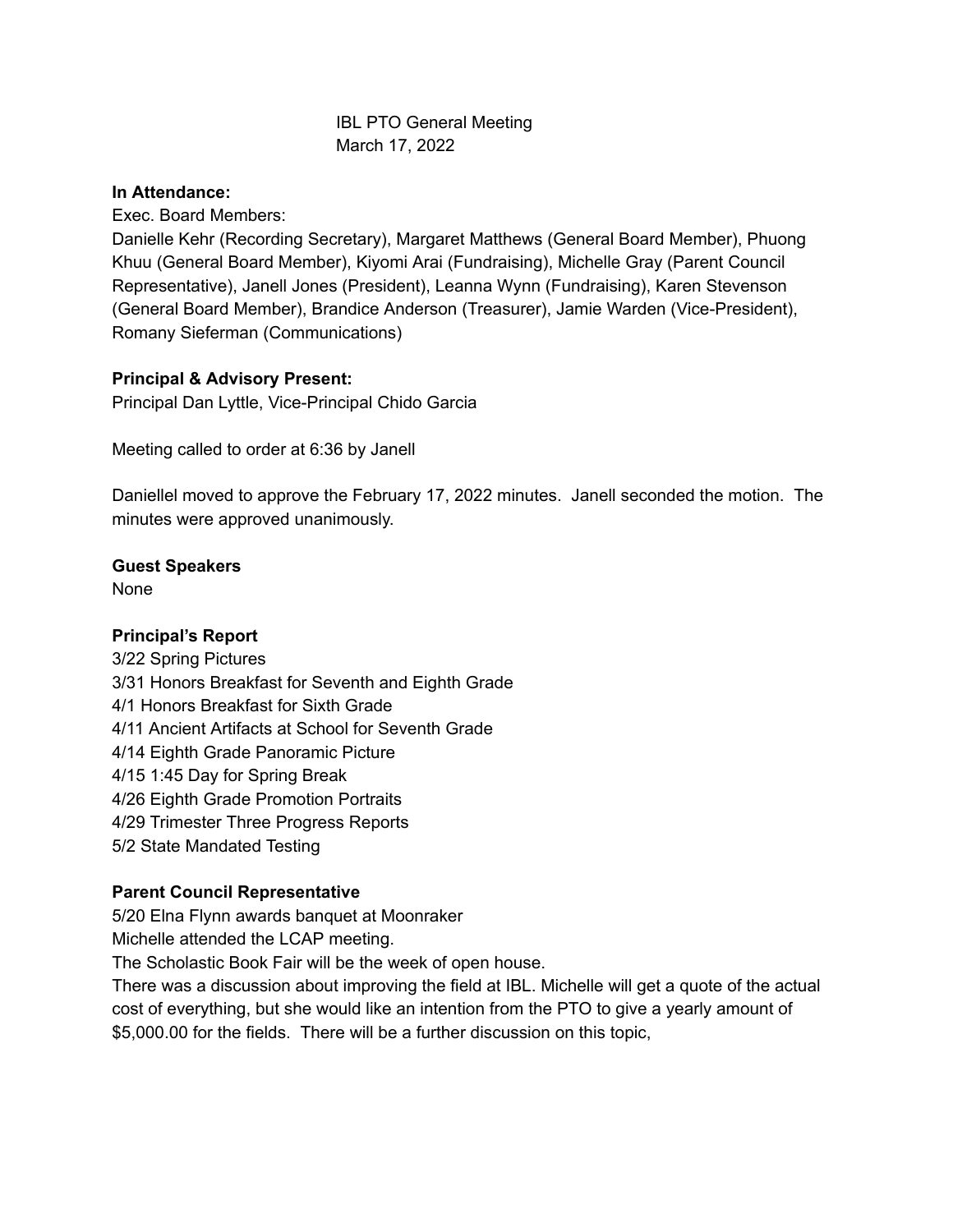IBL PTO General Meeting
March 17, 2022

**In Attendance:**
Exec. Board Members:
Danielle Kehr (Recording Secretary), Margaret Matthews (General Board Member), Phuong Khuu (General Board Member), Kiyomi Arai (Fundraising), Michelle Gray (Parent Council Representative), Janell Jones (President), Leanna Wynn (Fundraising), Karen Stevenson (General Board Member), Brandice Anderson (Treasurer), Jamie Warden (Vice-President), Romany Sieferman (Communications)

**Principal & Advisory Present:**
Principal Dan Lyttle, Vice-Principal Chido Garcia

Meeting called to order at 6:36 by Janell

Daniellel moved to approve the February 17, 2022 minutes. Janell seconded the motion. The minutes were approved unanimously.

**Guest Speakers**
None

**Principal's Report**
3/22 Spring Pictures
3/31 Honors Breakfast for Seventh and Eighth Grade
4/1 Honors Breakfast for Sixth Grade
4/11 Ancient Artifacts at School for Seventh Grade
4/14 Eighth Grade Panoramic Picture
4/15 1:45 Day for Spring Break
4/26 Eighth Grade Promotion Portraits
4/29 Trimester Three Progress Reports
5/2 State Mandated Testing

**Parent Council Representative**
5/20 Elna Flynn awards banquet at Moonraker
Michelle attended the LCAP meeting.
The Scholastic Book Fair will be the week of open house.
There was a discussion about improving the field at IBL. Michelle will get a quote of the actual cost of everything, but she would like an intention from the PTO to give a yearly amount of $5,000.00 for the fields. There will be a further discussion on this topic,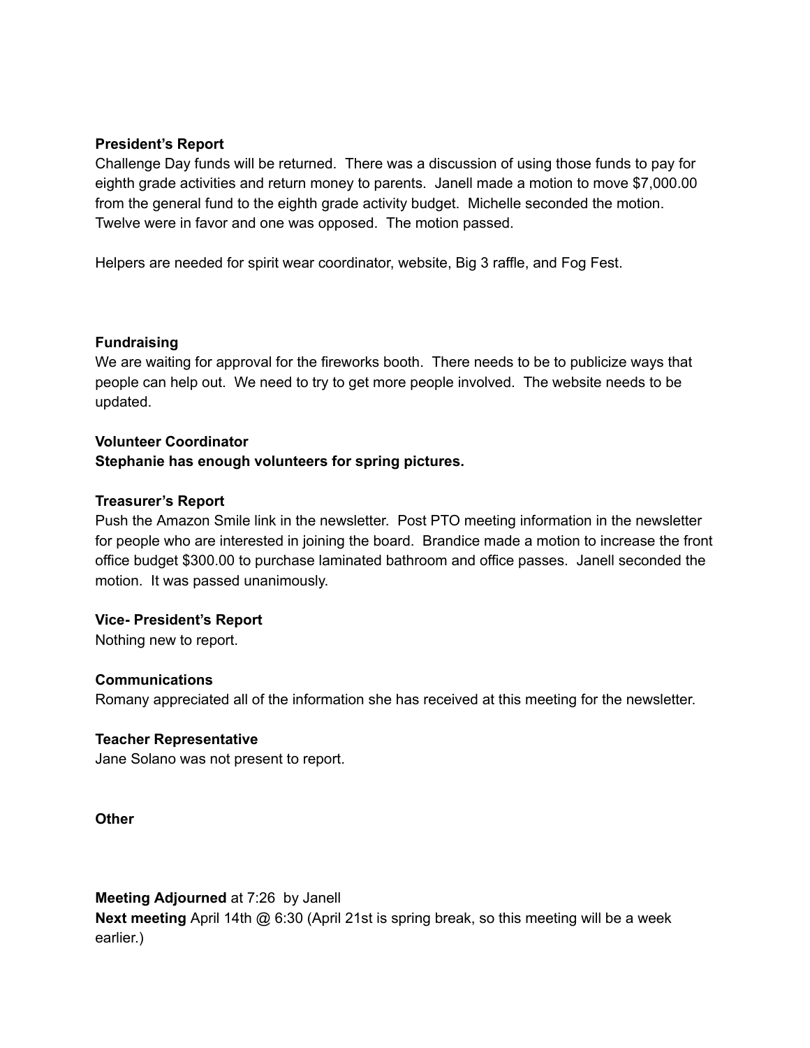**President's Report**

Challenge Day funds will be returned. There was a discussion of using those funds to pay for eighth grade activities and return money to parents. Janell made a motion to move $7,000.00 from the general fund to the eighth grade activity budget. Michelle seconded the motion. Twelve were in favor and one was opposed. The motion passed.

Helpers are needed for spirit wear coordinator, website, Big 3 raffle, and Fog Fest.

**Fundraising**

We are waiting for approval for the fireworks booth. There needs to be to publicize ways that people can help out. We need to try to get more people involved. The website needs to be updated.

**Volunteer Coordinator**

**Stephanie has enough volunteers for spring pictures.**

**Treasurer's Report**

Push the Amazon Smile link in the newsletter. Post PTO meeting information in the newsletter for people who are interested in joining the board. Brandice made a motion to increase the front office budget $300.00 to purchase laminated bathroom and office passes. Janell seconded the motion. It was passed unanimously.

**Vice- President's Report**

Nothing new to report.

**Communications**

Romany appreciated all of the information she has received at this meeting for the newsletter.

**Teacher Representative**

Jane Solano was not present to report.

**Other**

**Meeting Adjourned** at 7:26 by Janell

**Next meeting** April 14th @ 6:30 (April 21st is spring break, so this meeting will be a week earlier.)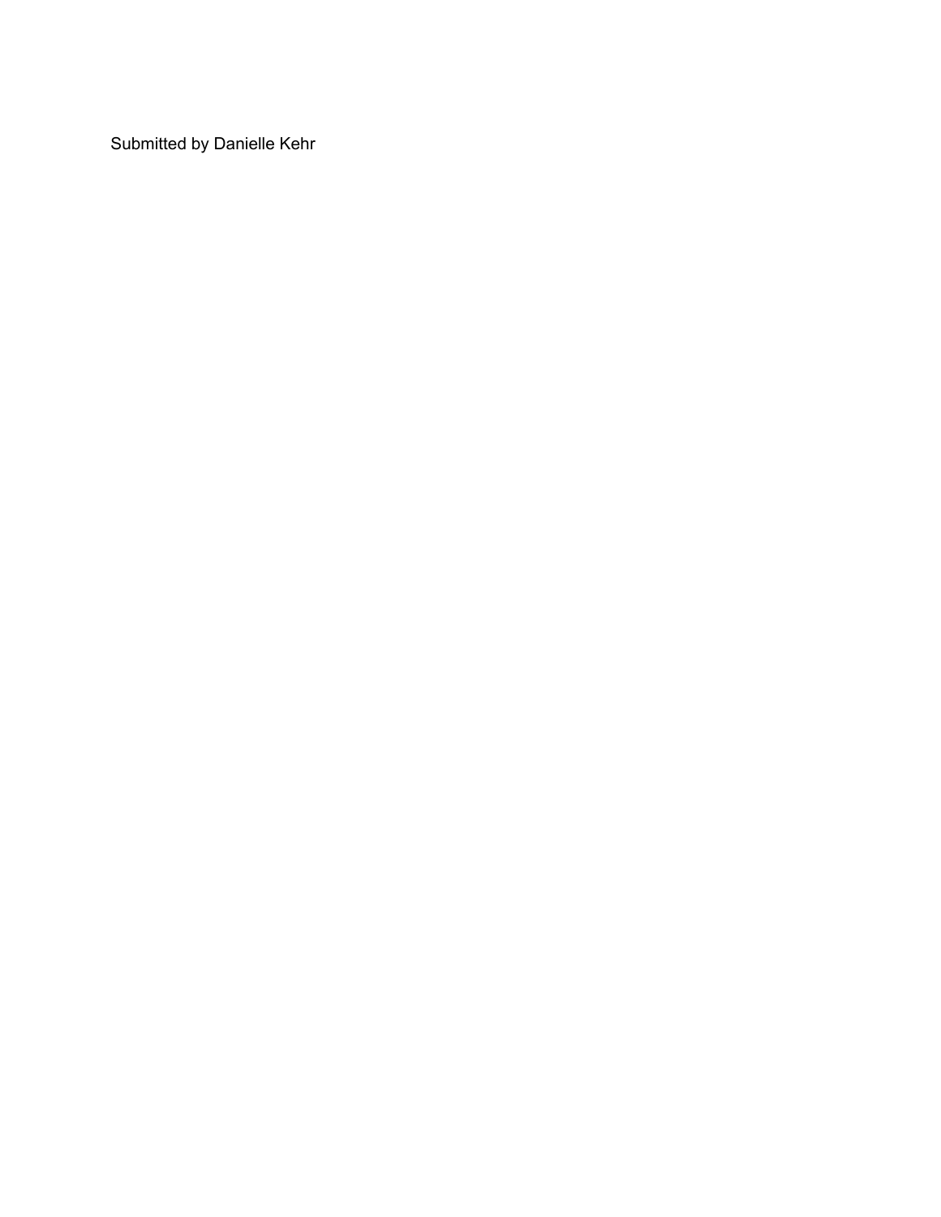Submitted by Danielle Kehr